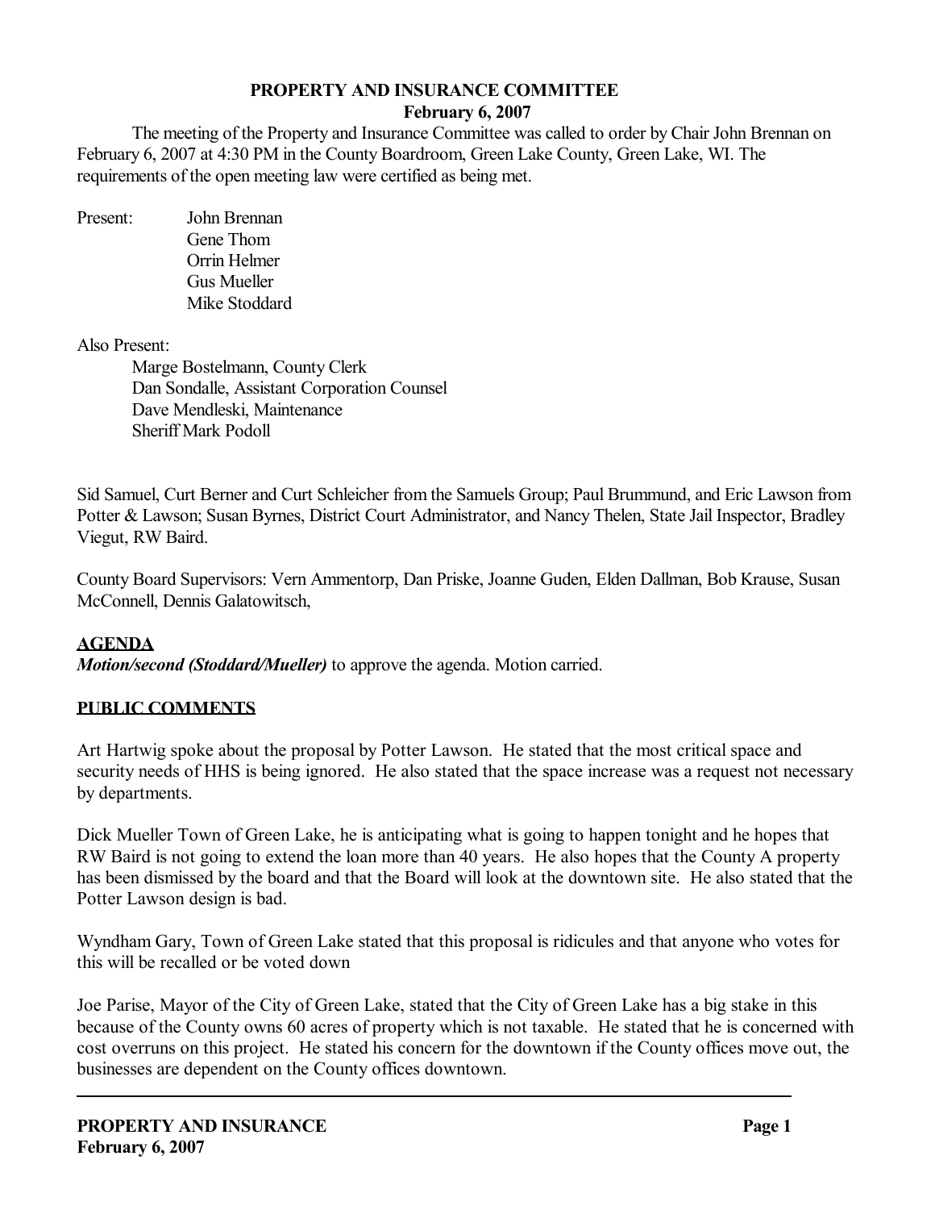# PROPERTY AND INSURANCE COMMITTEE

**February 6, 2007**

The meeting of the Property and Insurance Committee was called to order by Chair John Brennan on February 6, 2007 at 4:30 PM in the County Boardroom, Green Lake County, Green Lake, WI. The requirements of the open meeting law were certified as being met.

Present:
- John Brennan
- Gene Thom
- Orrin Helmer
- Gus Mueller
- Mike Stoddard

Also Present:
- Marge Bostelmann, County Clerk
- Dan Sondalle, Assistant Corporation Counsel
- Dave Mendleski, Maintenance
- Sheriff Mark Podoll

Sid Samuel, Curt Berner and Curt Schleicher from the Samuels Group; Paul Brummund, and Eric Lawson from Potter & Lawson; Susan Byrnes, District Court Administrator, and Nancy Thelen, State Jail Inspector, Bradley Viegut, RW Baird.

County Board Supervisors: Vern Ammentorp, Dan Priske, Joanne Guden, Elden Dallman, Bob Krause, Susan McConnell, Dennis Galatowitsch,

## AGENDA

***Motion/second (Stoddard/Mueller)*** to approve the agenda. Motion carried.

## PUBLIC COMMENTS

Art Hartwig spoke about the proposal by Potter Lawson. He stated that the most critical space and security needs of HHS is being ignored. He also stated that the space increase was a request not necessary by departments.

Dick Mueller Town of Green Lake, he is anticipating what is going to happen tonight and he hopes that RW Baird is not going to extend the loan more than 40 years. He also hopes that the County A property has been dismissed by the board and that the Board will look at the downtown site. He also stated that the Potter Lawson design is bad.

Wyndham Gary, Town of Green Lake stated that this proposal is ridicules and that anyone who votes for this will be recalled or be voted down

Joe Parise, Mayor of the City of Green Lake, stated that the City of Green Lake has a big stake in this because of the County owns 60 acres of property which is not taxable. He stated that he is concerned with cost overruns on this project. He stated his concern for the downtown if the County offices move out, the businesses are dependent on the County offices downtown.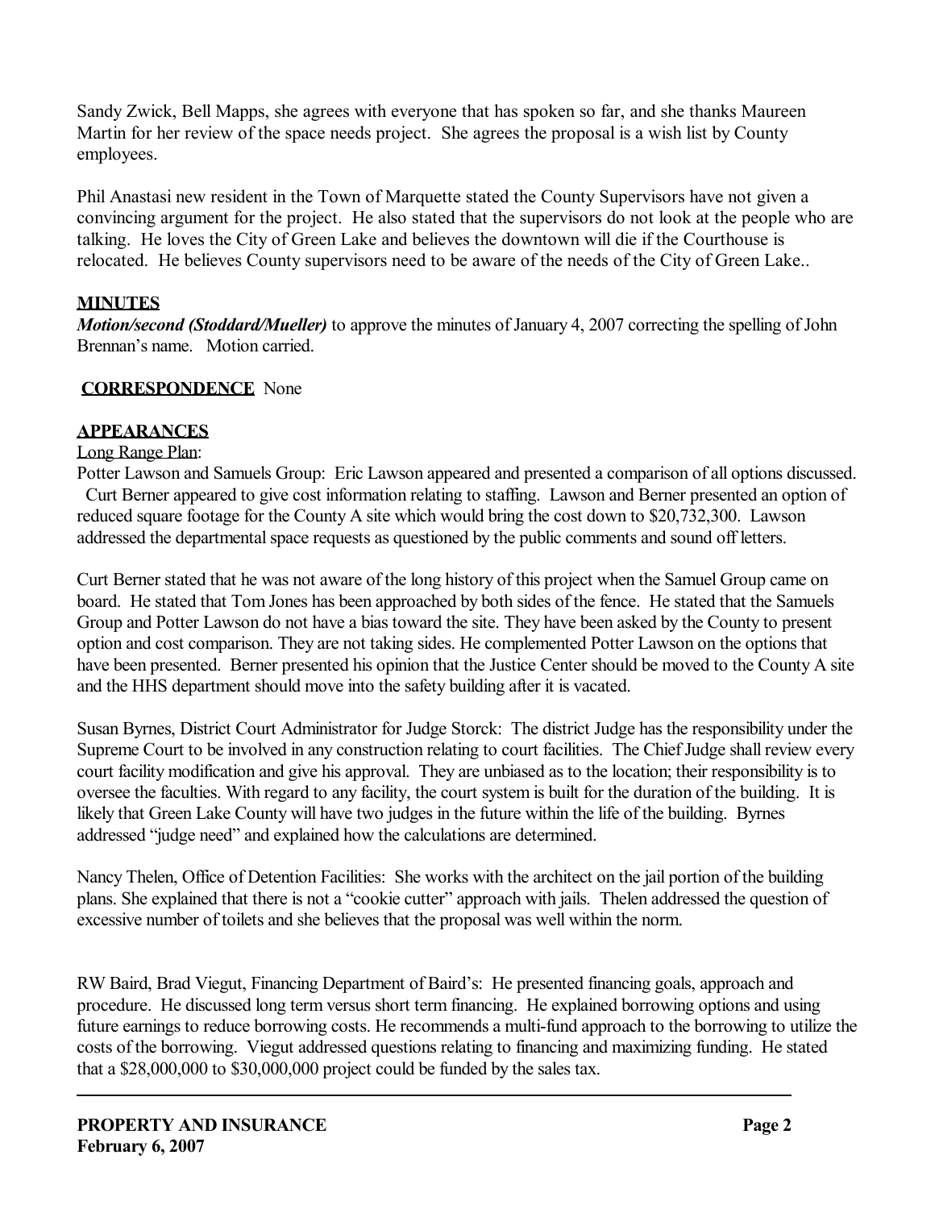Sandy Zwick, Bell Mapps, she agrees with everyone that has spoken so far, and she thanks Maureen Martin for her review of the space needs project. She agrees the proposal is a wish list by County employees.

Phil Anastasi new resident in the Town of Marquette stated the County Supervisors have not given a convincing argument for the project. He also stated that the supervisors do not look at the people who are talking. He loves the City of Green Lake and believes the downtown will die if the Courthouse is relocated. He believes County supervisors need to be aware of the needs of the City of Green Lake..

## MINUTES

***Motion/second (Stoddard/Mueller)*** to approve the minutes of January 4, 2007 correcting the spelling of John Brennan's name. Motion carried.

## CORRESPONDENCE None

## APPEARANCES

Long Range Plan:

Potter Lawson and Samuels Group: Eric Lawson appeared and presented a comparison of all options discussed. Curt Berner appeared to give cost information relating to staffing. Lawson and Berner presented an option of reduced square footage for the County A site which would bring the cost down to $20,732,300. Lawson addressed the departmental space requests as questioned by the public comments and sound off letters.

Curt Berner stated that he was not aware of the long history of this project when the Samuel Group came on board. He stated that Tom Jones has been approached by both sides of the fence. He stated that the Samuels Group and Potter Lawson do not have a bias toward the site. They have been asked by the County to present option and cost comparison. They are not taking sides. He complemented Potter Lawson on the options that have been presented. Berner presented his opinion that the Justice Center should be moved to the County A site and the HHS department should move into the safety building after it is vacated.

Susan Byrnes, District Court Administrator for Judge Storck: The district Judge has the responsibility under the Supreme Court to be involved in any construction relating to court facilities. The Chief Judge shall review every court facility modification and give his approval. They are unbiased as to the location; their responsibility is to oversee the faculties. With regard to any facility, the court system is built for the duration of the building. It is likely that Green Lake County will have two judges in the future within the life of the building. Byrnes addressed "judge need" and explained how the calculations are determined.

Nancy Thelen, Office of Detention Facilities: She works with the architect on the jail portion of the building plans. She explained that there is not a "cookie cutter" approach with jails. Thelen addressed the question of excessive number of toilets and she believes that the proposal was well within the norm.

RW Baird, Brad Viegut, Financing Department of Baird's: He presented financing goals, approach and procedure. He discussed long term versus short term financing. He explained borrowing options and using future earnings to reduce borrowing costs. He recommends a multi-fund approach to the borrowing to utilize the costs of the borrowing. Viegut addressed questions relating to financing and maximizing funding. He stated that a $28,000,000 to $30,000,000 project could be funded by the sales tax.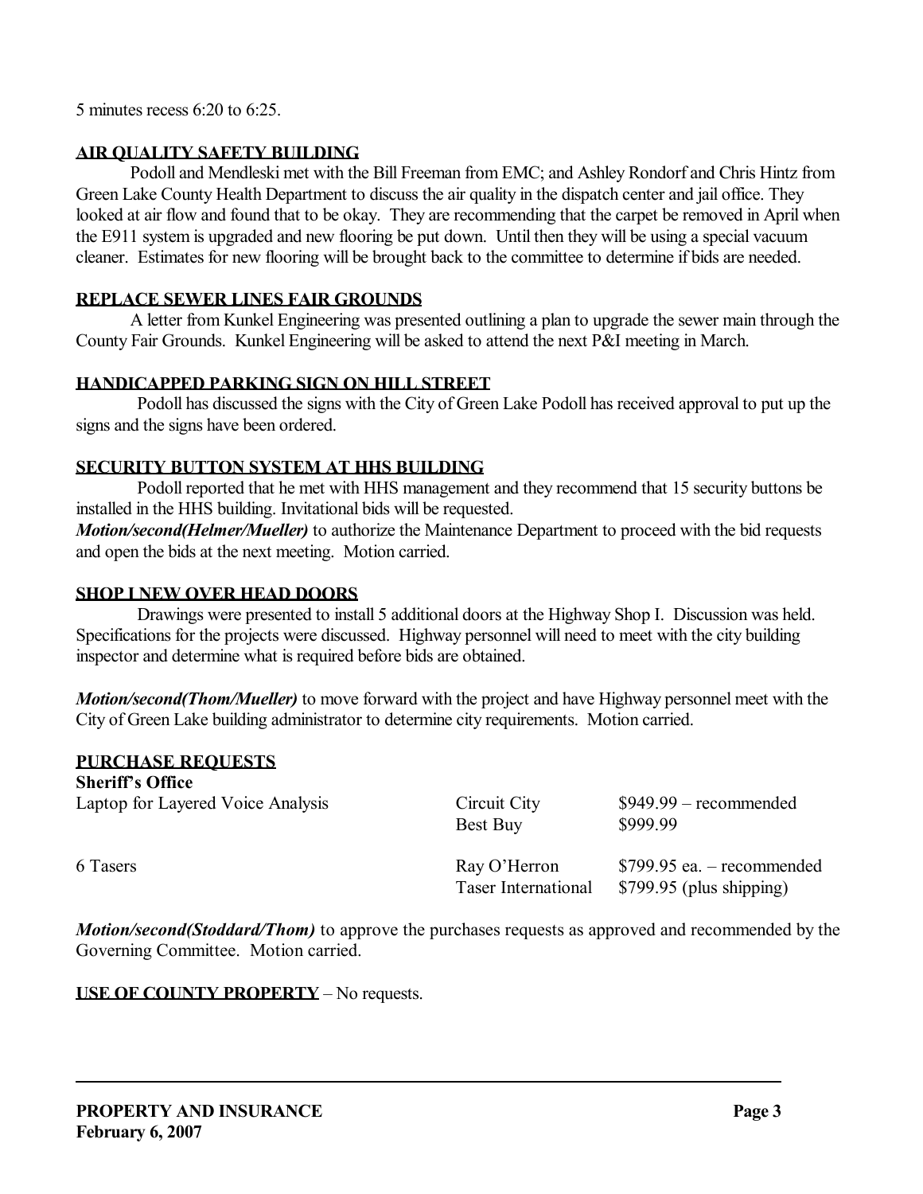5 minutes recess 6:20 to 6:25.

## AIR QUALITY SAFETY BUILDING

Podoll and Mendleski met with the Bill Freeman from EMC; and Ashley Rondorf and Chris Hintz from Green Lake County Health Department to discuss the air quality in the dispatch center and jail office. They looked at air flow and found that to be okay. They are recommending that the carpet be removed in April when the E911 system is upgraded and new flooring be put down. Until then they will be using a special vacuum cleaner. Estimates for new flooring will be brought back to the committee to determine if bids are needed.

## REPLACE SEWER LINES FAIR GROUNDS

A letter from Kunkel Engineering was presented outlining a plan to upgrade the sewer main through the County Fair Grounds. Kunkel Engineering will be asked to attend the next P&I meeting in March.

## HANDICAPPED PARKING SIGN ON HILL STREET

Podoll has discussed the signs with the City of Green Lake Podoll has received approval to put up the signs and the signs have been ordered.

## SECURITY BUTTON SYSTEM AT HHS BUILDING

Podoll reported that he met with HHS management and they recommend that 15 security buttons be installed in the HHS building. Invitational bids will be requested.

***Motion/second(Helmer/Mueller)*** to authorize the Maintenance Department to proceed with the bid requests and open the bids at the next meeting. Motion carried.

## SHOP I NEW OVER HEAD DOORS

Drawings were presented to install 5 additional doors at the Highway Shop I. Discussion was held. Specifications for the projects were discussed. Highway personnel will need to meet with the city building inspector and determine what is required before bids are obtained.

***Motion/second(Thom/Mueller)*** to move forward with the project and have Highway personnel meet with the City of Green Lake building administrator to determine city requirements. Motion carried.

## PURCHASE REQUESTS

**Sheriff's Office**

| Item | Vendor | Price |
|---|---|---|
| Laptop for Layered Voice Analysis | Circuit City | $949.99 – recommended |
| | Best Buy | $999.99 |
| 6 Tasers | Ray O'Herron | $799.95 ea. – recommended |
| | Taser International | $799.95 (plus shipping) |

***Motion/second(Stoddard/Thom)*** to approve the purchases requests as approved and recommended by the Governing Committee. Motion carried.

**USE OF COUNTY PROPERTY** – No requests.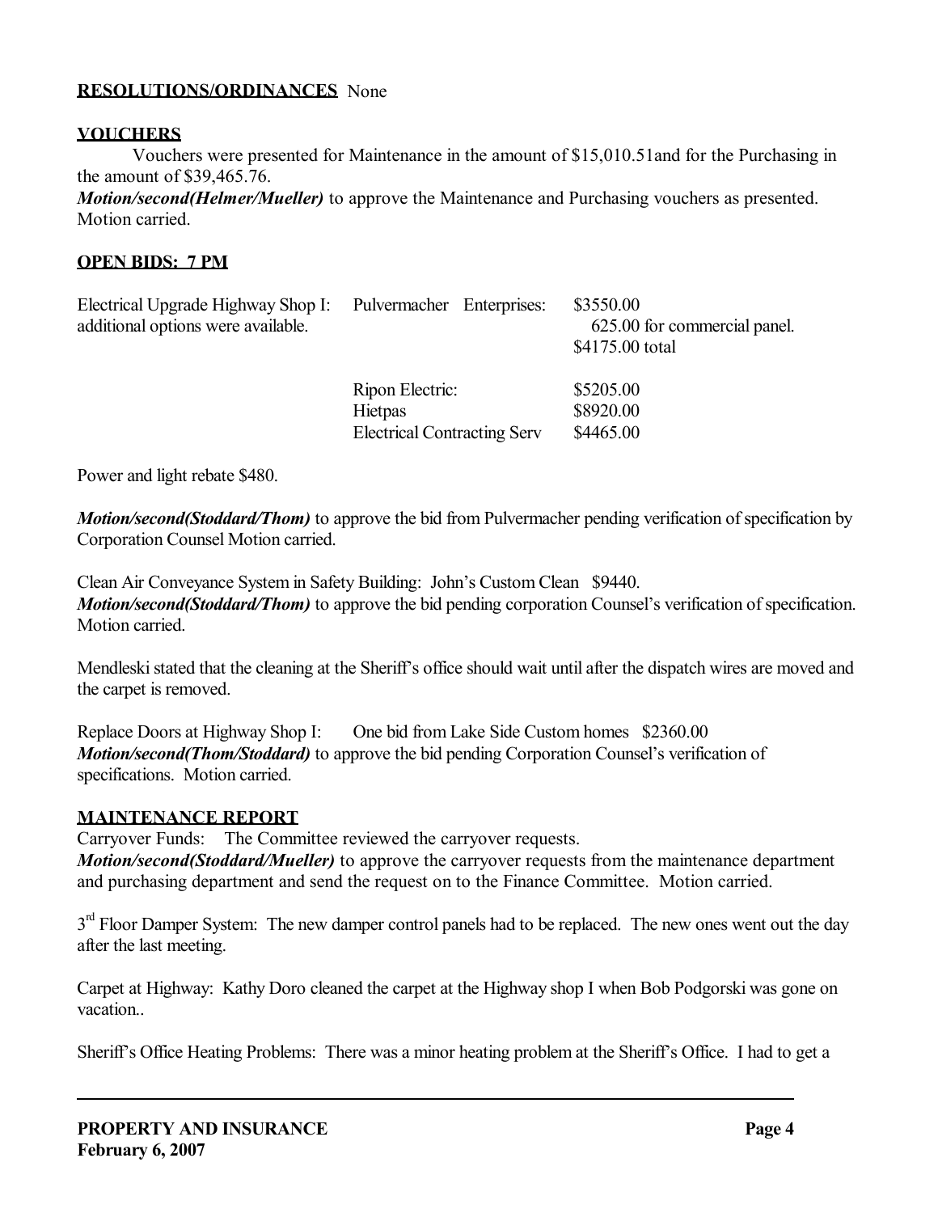**RESOLUTIONS/ORDINANCES** None

**VOUCHERS**

Vouchers were presented for Maintenance in the amount of $15,010.51and for the Purchasing in the amount of $39,465.76.

***Motion/second(Helmer/Mueller)*** to approve the Maintenance and Purchasing vouchers as presented. Motion carried.

**OPEN BIDS: 7 PM**

| | | |
|---|---|---|
| Electrical Upgrade Highway Shop I: additional options were available. | Pulvermacher Enterprises: | $3550.00<br>625.00 for commercial panel.<br>$4175.00 total |
| | Ripon Electric: | $5205.00 |
| | Hietpas | $8920.00 |
| | Electrical Contracting Serv | $4465.00 |

Power and light rebate $480.

***Motion/second(Stoddard/Thom)*** to approve the bid from Pulvermacher pending verification of specification by Corporation Counsel Motion carried.

Clean Air Conveyance System in Safety Building: John's Custom Clean $9440.
***Motion/second(Stoddard/Thom)*** to approve the bid pending corporation Counsel's verification of specification. Motion carried.

Mendleski stated that the cleaning at the Sheriff's office should wait until after the dispatch wires are moved and the carpet is removed.

Replace Doors at Highway Shop I: One bid from Lake Side Custom homes $2360.00
***Motion/second(Thom/Stoddard)*** to approve the bid pending Corporation Counsel's verification of specifications. Motion carried.

**MAINTENANCE REPORT**

Carryover Funds: The Committee reviewed the carryover requests.
***Motion/second(Stoddard/Mueller)*** to approve the carryover requests from the maintenance department and purchasing department and send the request on to the Finance Committee. Motion carried.

3rd Floor Damper System: The new damper control panels had to be replaced. The new ones went out the day after the last meeting.

Carpet at Highway: Kathy Doro cleaned the carpet at the Highway shop I when Bob Podgorski was gone on vacation..

Sheriff's Office Heating Problems: There was a minor heating problem at the Sheriff's Office. I had to get a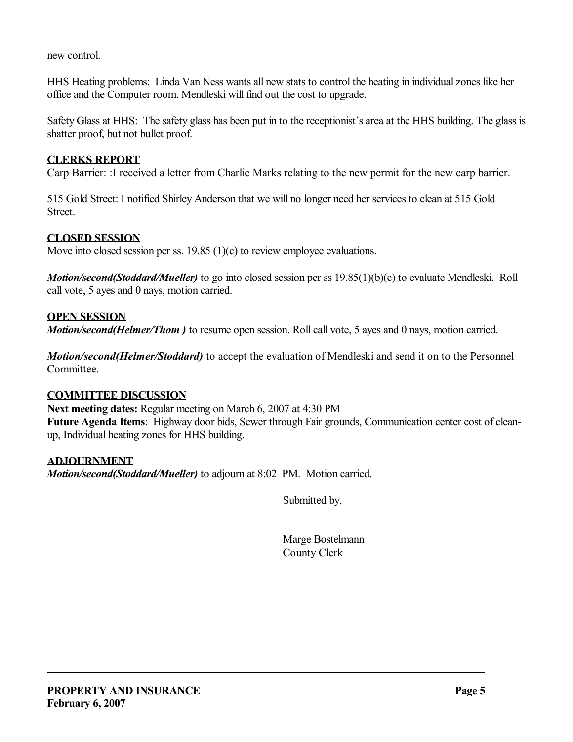new control.

HHS Heating problems: Linda Van Ness wants all new stats to control the heating in individual zones like her office and the Computer room. Mendleski will find out the cost to upgrade.

Safety Glass at HHS: The safety glass has been put in to the receptionist's area at the HHS building. The glass is shatter proof, but not bullet proof.

**CLERKS REPORT**

Carp Barrier: :I received a letter from Charlie Marks relating to the new permit for the new carp barrier.

515 Gold Street: I notified Shirley Anderson that we will no longer need her services to clean at 515 Gold Street.

**CLOSED SESSION**

Move into closed session per ss. 19.85 (1)(c) to review employee evaluations.

***Motion/second(Stoddard/Mueller)*** to go into closed session per ss 19.85(1)(b)(c) to evaluate Mendleski. Roll call vote, 5 ayes and 0 nays, motion carried.

**OPEN SESSION**

***Motion/second(Helmer/Thom )*** to resume open session. Roll call vote, 5 ayes and 0 nays, motion carried.

***Motion/second(Helmer/Stoddard)*** to accept the evaluation of Mendleski and send it on to the Personnel Committee.

**COMMITTEE DISCUSSION**

**Next meeting dates:** Regular meeting on March 6, 2007 at 4:30 PM
**Future Agenda Items**: Highway door bids, Sewer through Fair grounds, Communication center cost of clean-up, Individual heating zones for HHS building.

**ADJOURNMENT**

***Motion/second(Stoddard/Mueller)*** to adjourn at 8:02 PM. Motion carried.

Submitted by,

Marge Bostelmann
County Clerk